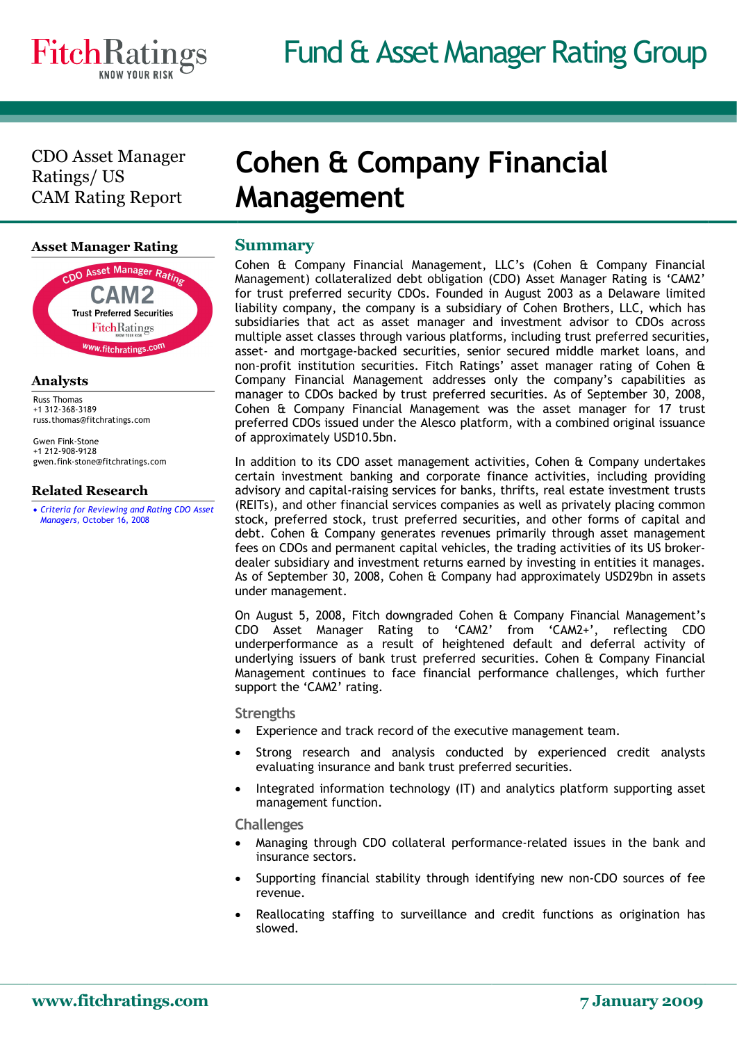# Cohen & Company Financial Management

CDO Asset Manager Ratings/ US
CAM Rating Report

### Asset Manager Rating

CDO Asset Manager Rating
CAM2
Trust Preferred Securities

### Analysts

Russ Thomas
+1 312-368-3189
russ.thomas@fitchratings.com

Gwen Fink-Stone
+1 212-908-9128
gwen.fink-stone@fitchratings.com

### Related Research

- *Criteria for Reviewing and Rating CDO Asset Managers*, October 16, 2008

## Summary

Cohen & Company Financial Management, LLC's (Cohen & Company Financial Management) collateralized debt obligation (CDO) Asset Manager Rating is 'CAM2' for trust preferred security CDOs. Founded in August 2003 as a Delaware limited liability company, the company is a subsidiary of Cohen Brothers, LLC, which has subsidiaries that act as asset manager and investment advisor to CDOs across multiple asset classes through various platforms, including trust preferred securities, asset- and mortgage-backed securities, senior secured middle market loans, and non-profit institution securities. Fitch Ratings' asset manager rating of Cohen & Company Financial Management addresses only the company's capabilities as manager to CDOs backed by trust preferred securities. As of September 30, 2008, Cohen & Company Financial Management was the asset manager for 17 trust preferred CDOs issued under the Alesco platform, with a combined original issuance of approximately USD10.5bn.

In addition to its CDO asset management activities, Cohen & Company undertakes certain investment banking and corporate finance activities, including providing advisory and capital-raising services for banks, thrifts, real estate investment trusts (REITs), and other financial services companies as well as privately placing common stock, preferred stock, trust preferred securities, and other forms of capital and debt. Cohen & Company generates revenues primarily through asset management fees on CDOs and permanent capital vehicles, the trading activities of its broker-dealer subsidiary and investment returns earned by investing in entities it manages. As of September 30, 2008, Cohen & Company had approximately USD29bn in assets under management.

On August 5, 2008, Fitch downgraded Cohen & Company Financial Management's CDO Asset Manager Rating to 'CAM2' from 'CAM2+', reflecting CDO underperformance as a result of heightened default and deferral activity of underlying issuers of bank trust preferred securities. Cohen & Company Financial Management continues to face financial performance challenges, which further support the 'CAM2' rating.

### Strengths

- Experience and track record of the executive management team.
- Strong research and analysis conducted by experienced credit analysts evaluating insurance and bank trust preferred securities.
- Integrated information technology (IT) and analytics platform supporting asset management function.

### Challenges

- Managing through CDO collateral performance-related issues in the bank and insurance sectors.
- Supporting financial stability through identifying new non-CDO sources of fee revenue.
- Reallocating staffing to surveillance and credit functions as origination has slowed.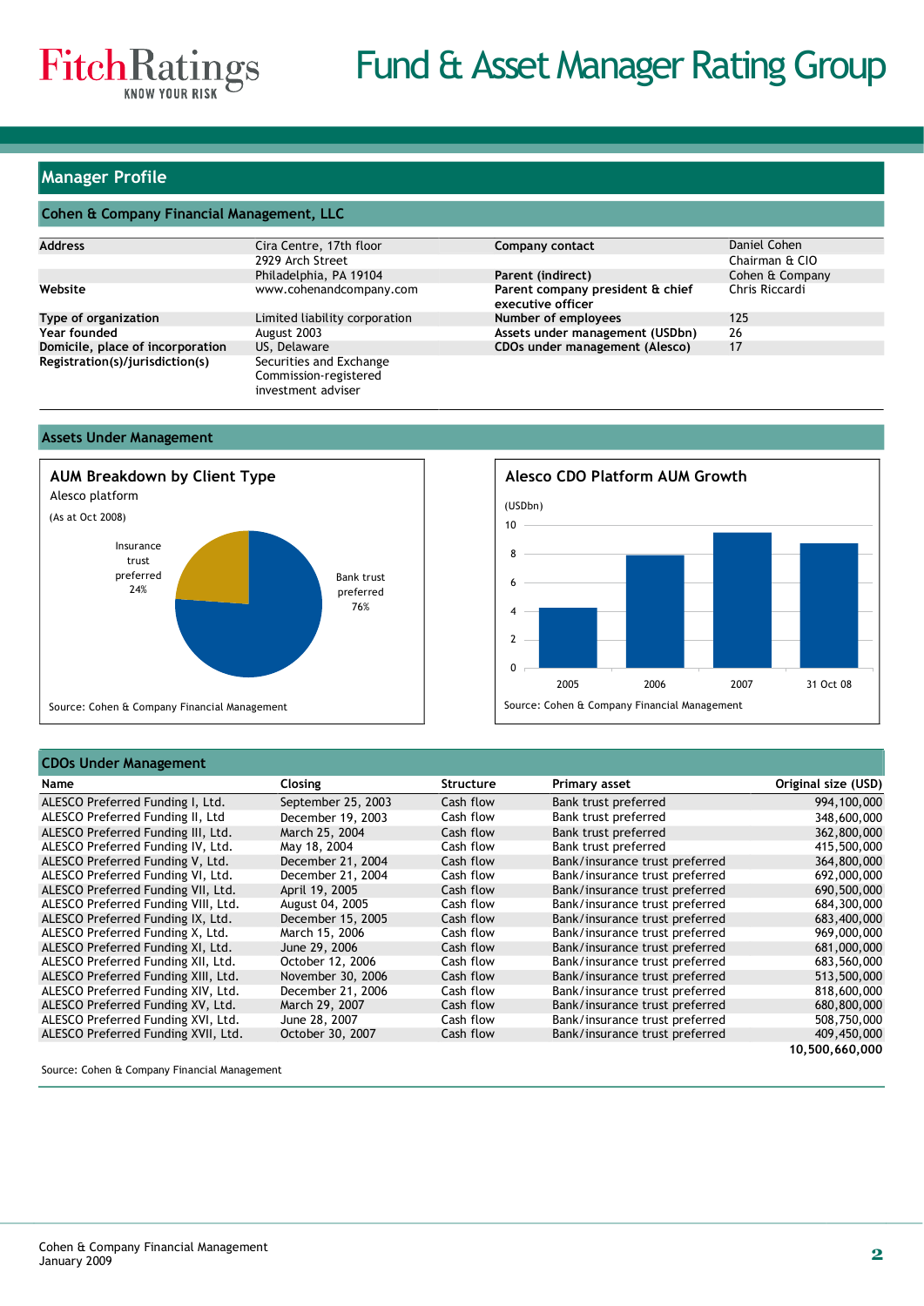## Manager Profile

### Cohen & Company Financial Management, LLC

| | | | |
|---|---|---|---|
| **Address** | Cira Centre, 17th floor<br>2929 Arch Street<br>Philadelphia, PA 19104 | **Company contact** | Daniel Cohen<br>Chairman & CIO |
| | | **Parent (indirect)** | Cohen & Company |
| **Website** | www.cohenandcompany.com | **Parent company president & chief executive officer** | Chris Riccardi |
| **Type of organization** | Limited liability corporation | **Number of employees** | 125 |
| **Year founded** | August 2003 | **Assets under management (USDbn)** | 26 |
| **Domicile, place of incorporation** | US, Delaware | **CDOs under management (Alesco)** | 17 |
| **Registration(s)/jurisdiction(s)** | Securities and Exchange Commission-registered investment adviser | | |

### Assets Under Management

**AUM Breakdown by Client Type**

Alesco platform

(As at Oct 2008)

| Client type | Share |
|---|---|
| Bank trust preferred | 76% |
| Insurance trust preferred | 24% |

Source: Cohen & Company Financial Management

**Alesco CDO Platform AUM Growth**

(USDbn)

| Period | AUM (USDbn, approx.) |
|---|---|
| 2005 | 4.3 |
| 2006 | 7.9 |
| 2007 | 9.5 |
| 31 Oct 08 | 8.7 |

Source: Cohen & Company Financial Management

### CDOs Under Management

| Name | Closing | Structure | Primary asset | Original size (USD) |
|---|---|---|---|---|
| ALESCO Preferred Funding I, Ltd. | September 25, 2003 | Cash flow | Bank trust preferred | 994,100,000 |
| ALESCO Preferred Funding II, Ltd | December 19, 2003 | Cash flow | Bank trust preferred | 348,600,000 |
| ALESCO Preferred Funding III, Ltd. | March 25, 2004 | Cash flow | Bank trust preferred | 362,800,000 |
| ALESCO Preferred Funding IV, Ltd. | May 18, 2004 | Cash flow | Bank trust preferred | 415,500,000 |
| ALESCO Preferred Funding V, Ltd. | December 21, 2004 | Cash flow | Bank/insurance trust preferred | 364,800,000 |
| ALESCO Preferred Funding VI, Ltd. | December 21, 2004 | Cash flow | Bank/insurance trust preferred | 692,000,000 |
| ALESCO Preferred Funding VII, Ltd. | April 19, 2005 | Cash flow | Bank/insurance trust preferred | 690,500,000 |
| ALESCO Preferred Funding VIII, Ltd. | August 04, 2005 | Cash flow | Bank/insurance trust preferred | 684,300,000 |
| ALESCO Preferred Funding IX, Ltd. | December 15, 2005 | Cash flow | Bank/insurance trust preferred | 683,400,000 |
| ALESCO Preferred Funding X, Ltd. | March 15, 2006 | Cash flow | Bank/insurance trust preferred | 969,000,000 |
| ALESCO Preferred Funding XI, Ltd. | June 29, 2006 | Cash flow | Bank/insurance trust preferred | 681,000,000 |
| ALESCO Preferred Funding XII, Ltd. | October 12, 2006 | Cash flow | Bank/insurance trust preferred | 683,560,000 |
| ALESCO Preferred Funding XIII, Ltd. | November 30, 2006 | Cash flow | Bank/insurance trust preferred | 513,500,000 |
| ALESCO Preferred Funding XIV, Ltd. | December 21, 2006 | Cash flow | Bank/insurance trust preferred | 818,600,000 |
| ALESCO Preferred Funding XV, Ltd. | March 29, 2007 | Cash flow | Bank/insurance trust preferred | 680,800,000 |
| ALESCO Preferred Funding XVI, Ltd. | June 28, 2007 | Cash flow | Bank/insurance trust preferred | 508,750,000 |
| ALESCO Preferred Funding XVII, Ltd. | October 30, 2007 | Cash flow | Bank/insurance trust preferred | 409,450,000 |
| | | | | **10,500,660,000** |

Source: Cohen & Company Financial Management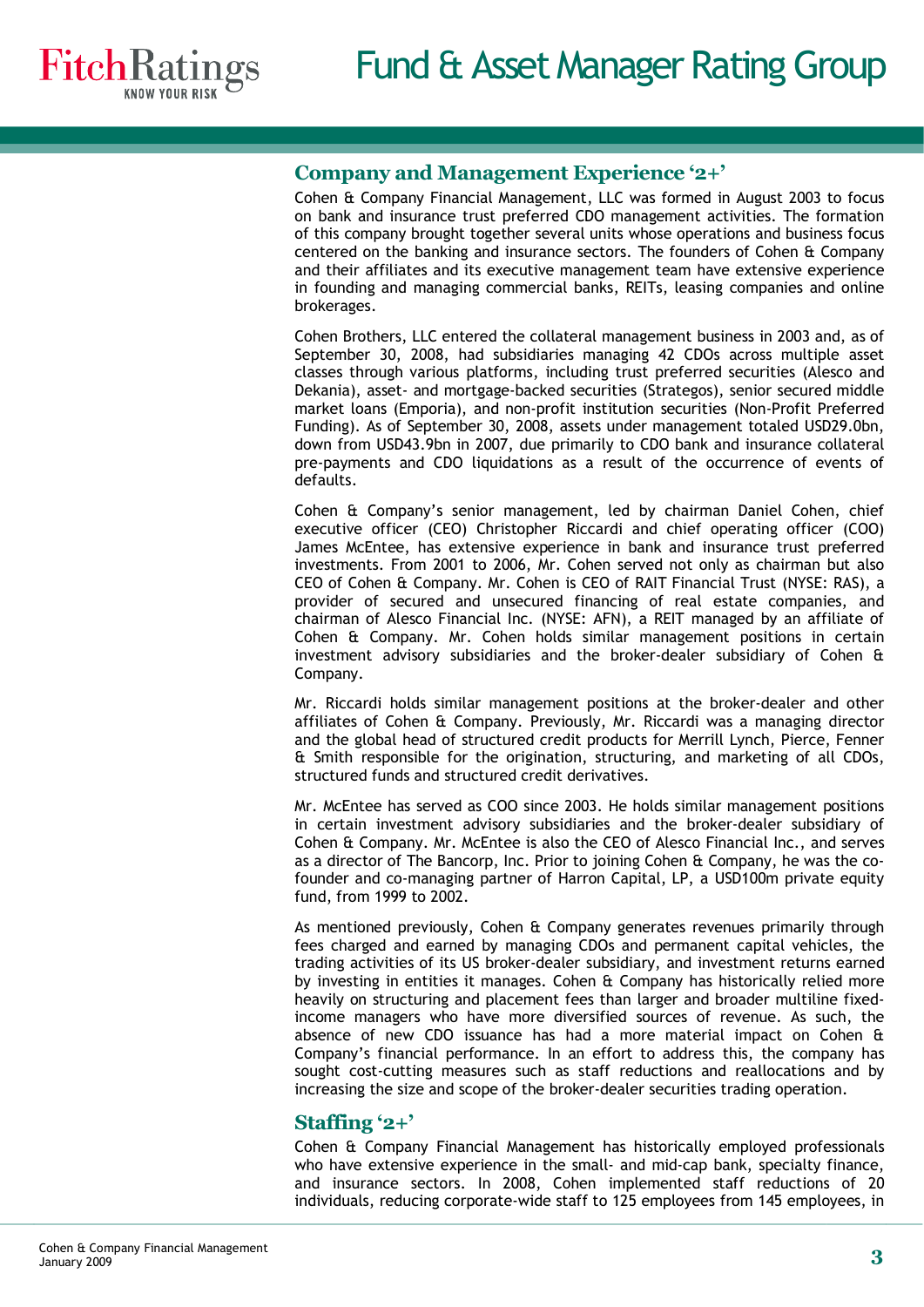## Company and Management Experience '2+'

Cohen & Company Financial Management, LLC was formed in August 2003 to focus on bank and insurance trust preferred CDO management activities. The formation of this company brought together several units whose operations and business focus centered on the banking and insurance sectors. The founders of Cohen & Company and their affiliates and its executive management team have extensive experience in founding and managing commercial banks, REITs, leasing companies and online brokerages.

Cohen Brothers, LLC entered the collateral management business in 2003 and, as of September 30, 2008, had subsidiaries managing 42 CDOs across multiple asset classes through various platforms, including trust preferred securities (Alesco and Dekania), asset- and mortgage-backed securities (Strategos), senior secured middle market loans (Emporia), and non-profit institution securities (Non-Profit Preferred Funding). As of September 30, 2008, assets under management totaled USD29.0bn, down from USD43.9bn in 2007, due primarily to CDO bank and insurance collateral pre-payments and CDO liquidations as a result of the occurrence of events of defaults.

Cohen & Company's senior management, led by chairman Daniel Cohen, chief executive officer (CEO) Christopher Riccardi and chief operating officer (COO) James McEntee, has extensive experience in bank and insurance trust preferred investments. From 2001 to 2006, Mr. Cohen served not only as chairman but also CEO of Cohen & Company. Mr. Cohen is CEO of RAIT Financial Trust (NYSE: RAS), a provider of secured and unsecured financing of real estate companies, and chairman of Alesco Financial Inc. (NYSE: AFN), a REIT managed by an affiliate of Cohen & Company. Mr. Cohen holds similar management positions in certain investment advisory subsidiaries and the broker-dealer subsidiary of Cohen & Company.

Mr. Riccardi holds similar management positions at the broker-dealer and other affiliates of Cohen & Company. Previously, Mr. Riccardi was a managing director and the global head of structured credit products for Merrill Lynch, Pierce, Fenner & Smith responsible for the origination, structuring, and marketing of all CDOs, structured funds and structured credit derivatives.

Mr. McEntee has served as COO since 2003. He holds similar management positions in certain investment advisory subsidiaries and the broker-dealer subsidiary of Cohen & Company. Mr. McEntee is also the CEO of Alesco Financial Inc., and serves as a director of The Bancorp, Inc. Prior to joining Cohen & Company, he was the co-founder and co-managing partner of Harron Capital, LP, a USD100m private equity fund, from 1999 to 2002.

As mentioned previously, Cohen & Company generates revenues primarily through fees charged and earned by managing CDOs and permanent capital vehicles, the trading activities of its US broker-dealer subsidiary, and investment returns earned by investing in entities it manages. Cohen & Company has historically relied more heavily on structuring and placement fees than larger and broader multiline fixed-income managers who have more diversified sources of revenue. As such, the absence of new CDO issuance has had a more material impact on Cohen & Company's financial performance. In an effort to address this, the company has sought cost-cutting measures such as staff reductions and reallocations and by increasing the size and scope of the broker-dealer securities trading operation.

## Staffing '2+'

Cohen & Company Financial Management has historically employed professionals who have extensive experience in the small- and mid-cap bank, specialty finance, and insurance sectors. In 2008, Cohen implemented staff reductions of 20 individuals, reducing corporate-wide staff to 125 employees from 145 employees, in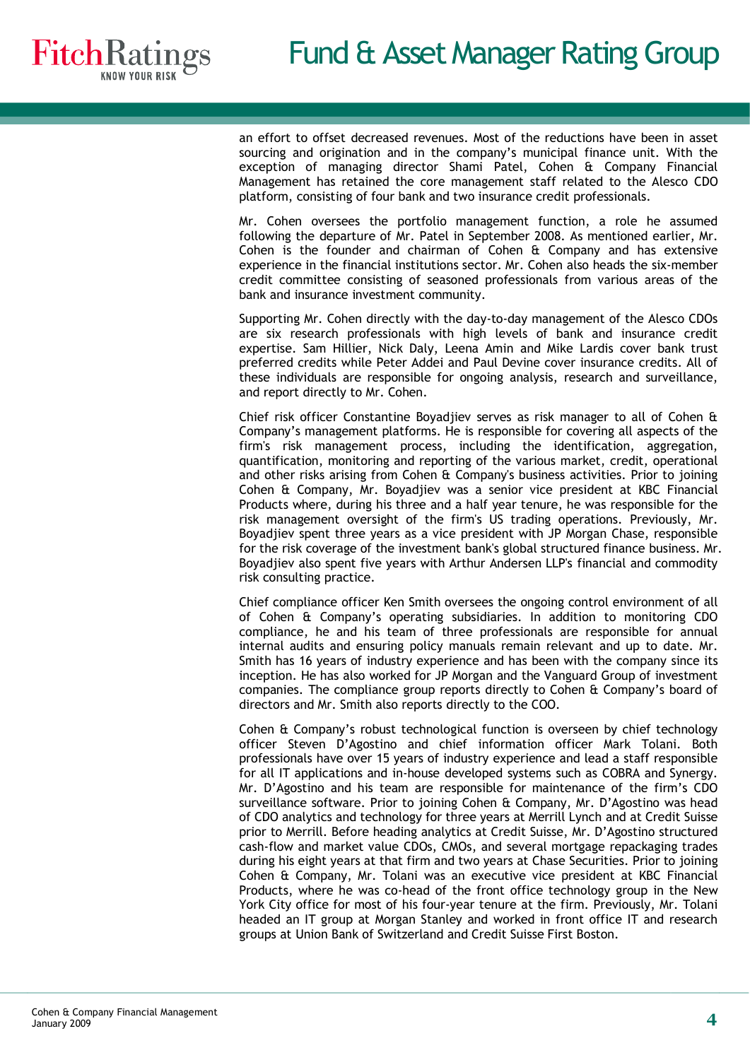an effort to offset decreased revenues. Most of the reductions have been in asset sourcing and origination and in the company's municipal finance unit. With the exception of managing director Shami Patel, Cohen & Company Financial Management has retained the core management staff related to the Alesco CDO platform, consisting of four bank and two insurance credit professionals.

Mr. Cohen oversees the portfolio management function, a role he assumed following the departure of Mr. Patel in September 2008. As mentioned earlier, Mr. Cohen is the founder and chairman of Cohen & Company and has extensive experience in the financial institutions sector. Mr. Cohen also heads the six-member credit committee consisting of seasoned professionals from various areas of the bank and insurance investment community.

Supporting Mr. Cohen directly with the day-to-day management of the Alesco CDOs are six research professionals with high levels of bank and insurance credit expertise. Sam Hillier, Nick Daly, Leena Amin and Mike Lardis cover bank trust preferred credits while Peter Addei and Paul Devine cover insurance credits. All of these individuals are responsible for ongoing analysis, research and surveillance, and report directly to Mr. Cohen.

Chief risk officer Constantine Boyadjiev serves as risk manager to all of Cohen & Company's management platforms. He is responsible for covering all aspects of the firm's risk management process, including the identification, aggregation, quantification, monitoring and reporting of the various market, credit, operational and other risks arising from Cohen & Company's business activities. Prior to joining Cohen & Company, Mr. Boyadjiev was a senior vice president at KBC Financial Products where, during his three and a half year tenure, he was responsible for the risk management oversight of the firm's US trading operations. Previously, Mr. Boyadjiev spent three years as a vice president with JP Morgan Chase, responsible for the risk coverage of the investment bank's global structured finance business. Mr. Boyadjiev also spent five years with Arthur Andersen LLP's financial and commodity risk consulting practice.

Chief compliance officer Ken Smith oversees the ongoing control environment of all of Cohen & Company's operating subsidiaries. In addition to monitoring CDO compliance, he and his team of three professionals are responsible for annual internal audits and ensuring policy manuals remain relevant and up to date. Mr. Smith has 16 years of industry experience and has been with the company since its inception. He has also worked for JP Morgan and the Vanguard Group of investment companies. The compliance group reports directly to Cohen & Company's board of directors and Mr. Smith also reports directly to the COO.

Cohen & Company's robust technological function is overseen by chief technology officer Steven D'Agostino and chief information officer Mark Tolani. Both professionals have over 15 years of industry experience and lead a staff responsible for all IT applications and in-house developed systems such as COBRA and Synergy. Mr. D'Agostino and his team are responsible for maintenance of the firm's CDO surveillance software. Prior to joining Cohen & Company, Mr. D'Agostino was head of CDO analytics and technology for three years at Merrill Lynch and at Credit Suisse prior to Merrill. Before heading analytics at Credit Suisse, Mr. D'Agostino structured cash-flow and market value CDOs, CMOs, and several mortgage repackaging trades during his eight years at that firm and two years at Chase Securities. Prior to joining Cohen & Company, Mr. Tolani was an executive vice president at KBC Financial Products, where he was co-head of the front office technology group in the New York City office for most of his four-year tenure at the firm. Previously, Mr. Tolani headed an IT group at Morgan Stanley and worked in front office IT and research groups at Union Bank of Switzerland and Credit Suisse First Boston.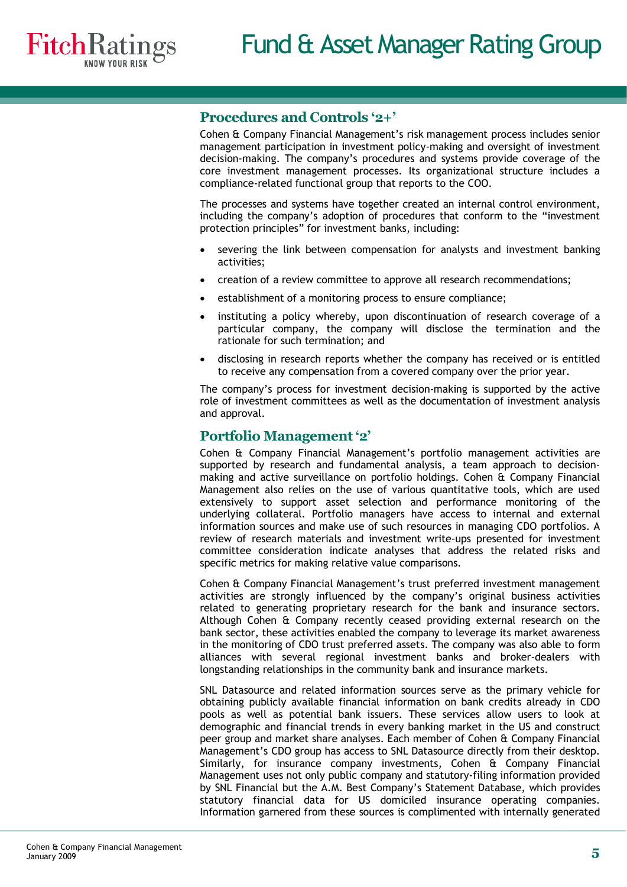## Procedures and Controls '2+'

Cohen & Company Financial Management's risk management process includes senior management participation in investment policy-making and oversight of investment decision-making. The company's procedures and systems provide coverage of the core investment management processes. Its organizational structure includes a compliance-related functional group that reports to the COO.

The processes and systems have together created an internal control environment, including the company's adoption of procedures that conform to the "investment protection principles" for investment banks, including:

- severing the link between compensation for analysts and investment banking activities;
- creation of a review committee to approve all research recommendations;
- establishment of a monitoring process to ensure compliance;
- instituting a policy whereby, upon discontinuation of research coverage of a particular company, the company will disclose the termination and the rationale for such termination; and
- disclosing in research reports whether the company has received or is entitled to receive any compensation from a covered company over the prior year.

The company's process for investment decision-making is supported by the active role of investment committees as well as the documentation of investment analysis and approval.

## Portfolio Management '2'

Cohen & Company Financial Management's portfolio management activities are supported by research and fundamental analysis, a team approach to decision-making and active surveillance on portfolio holdings. Cohen & Company Financial Management also relies on the use of various quantitative tools, which are used extensively to support asset selection and performance monitoring of the underlying collateral. Portfolio managers have access to internal and external information sources and make use of such resources in managing CDO portfolios. A review of research materials and investment write-ups presented for investment committee consideration indicate analyses that address the related risks and specific metrics for making relative value comparisons.

Cohen & Company Financial Management's trust preferred investment management activities are strongly influenced by the company's original business activities related to generating proprietary research for the bank and insurance sectors. Although Cohen & Company recently ceased providing external research on the bank sector, these activities enabled the company to leverage its market awareness in the monitoring of CDO trust preferred assets. The company was also able to form alliances with several regional investment banks and broker-dealers with longstanding relationships in the community bank and insurance markets.

SNL Datasource and related information sources serve as the primary vehicle for obtaining publicly available financial information on bank credits already in CDO pools as well as potential bank issuers. These services allow users to look at demographic and financial trends in every banking market in the US and construct peer group and market share analyses. Each member of Cohen & Company Financial Management's CDO group has access to SNL Datasource directly from their desktop. Similarly, for insurance company investments, Cohen & Company Financial Management uses not only public company and statutory-filing information provided by SNL Financial but the A.M. Best Company's Statement Database, which provides statutory financial data for US domiciled insurance operating companies. Information garnered from these sources is complimented with internally generated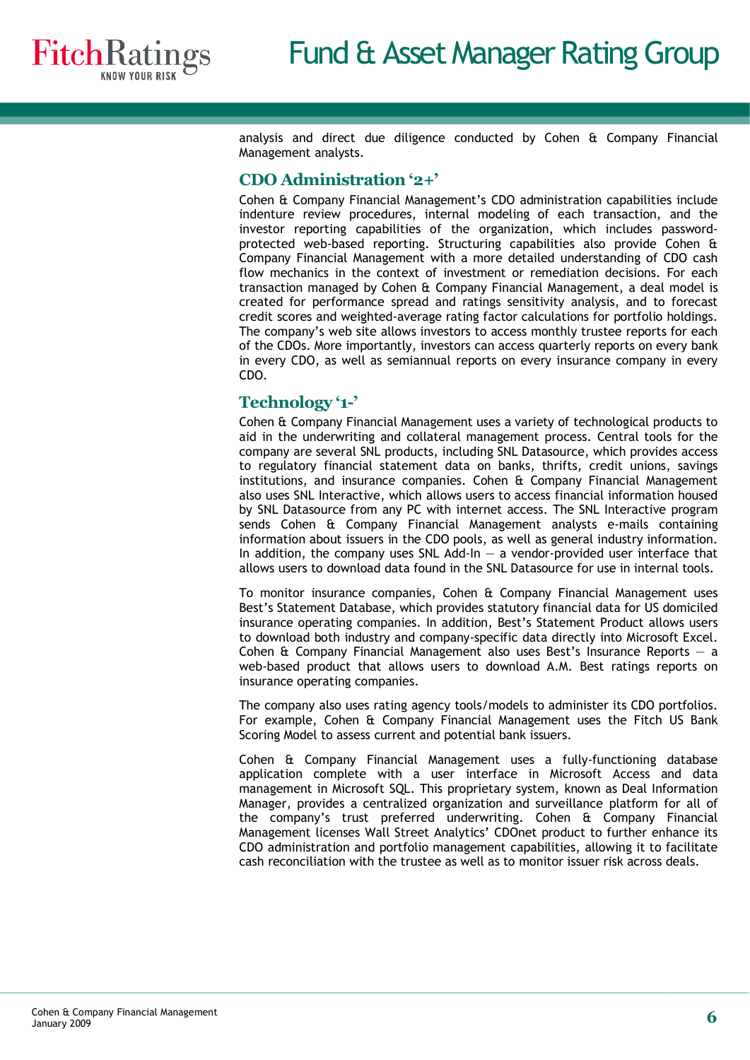analysis and direct due diligence conducted by Cohen & Company Financial Management analysts.

## CDO Administration '2+'

Cohen & Company Financial Management's CDO administration capabilities include indenture review procedures, internal modeling of each transaction, and the investor reporting capabilities of the organization, which includes password-protected web-based reporting. Structuring capabilities also provide Cohen & Company Financial Management with a more detailed understanding of CDO cash flow mechanics in the context of investment or remediation decisions. For each transaction managed by Cohen & Company Financial Management, a deal model is created for performance spread and ratings sensitivity analysis, and to forecast credit scores and weighted-average rating factor calculations for portfolio holdings. The company's web site allows investors to access monthly trustee reports for each of the CDOs. More importantly, investors can access quarterly reports on every bank in every CDO, as well as semiannual reports on every insurance company in every CDO.

## Technology '1-'

Cohen & Company Financial Management uses a variety of technological products to aid in the underwriting and collateral management process. Central tools for the company are several SNL products, including SNL Datasource, which provides access to regulatory financial statement data on banks, thrifts, credit unions, savings institutions, and insurance companies. Cohen & Company Financial Management also uses SNL Interactive, which allows users to access financial information housed by SNL Datasource from any PC with internet access. The SNL Interactive program sends Cohen & Company Financial Management analysts e-mails containing information about issuers in the CDO pools, as well as general industry information. In addition, the company uses SNL Add-In — a vendor-provided user interface that allows users to download data found in the SNL Datasource for use in internal tools.

To monitor insurance companies, Cohen & Company Financial Management uses Best's Statement Database, which provides statutory financial data for US domiciled insurance operating companies. In addition, Best's Statement Product allows users to download both industry and company-specific data directly into Microsoft Excel. Cohen & Company Financial Management also uses Best's Insurance Reports — a web-based product that allows users to download A.M. Best ratings reports on insurance operating companies.

The company also uses rating agency tools/models to administer its CDO portfolios. For example, Cohen & Company Financial Management uses the Fitch US Bank Scoring Model to assess current and potential bank issuers.

Cohen & Company Financial Management uses a fully-functioning database application complete with a user interface in Microsoft Access and data management in Microsoft SQL. This proprietary system, known as Deal Information Manager, provides a centralized organization and surveillance platform for all of the company's trust preferred underwriting. Cohen & Company Financial Management licenses Wall Street Analytics' CDOnet product to further enhance its CDO administration and portfolio management capabilities, allowing it to facilitate cash reconciliation with the trustee as well as to monitor issuer risk across deals.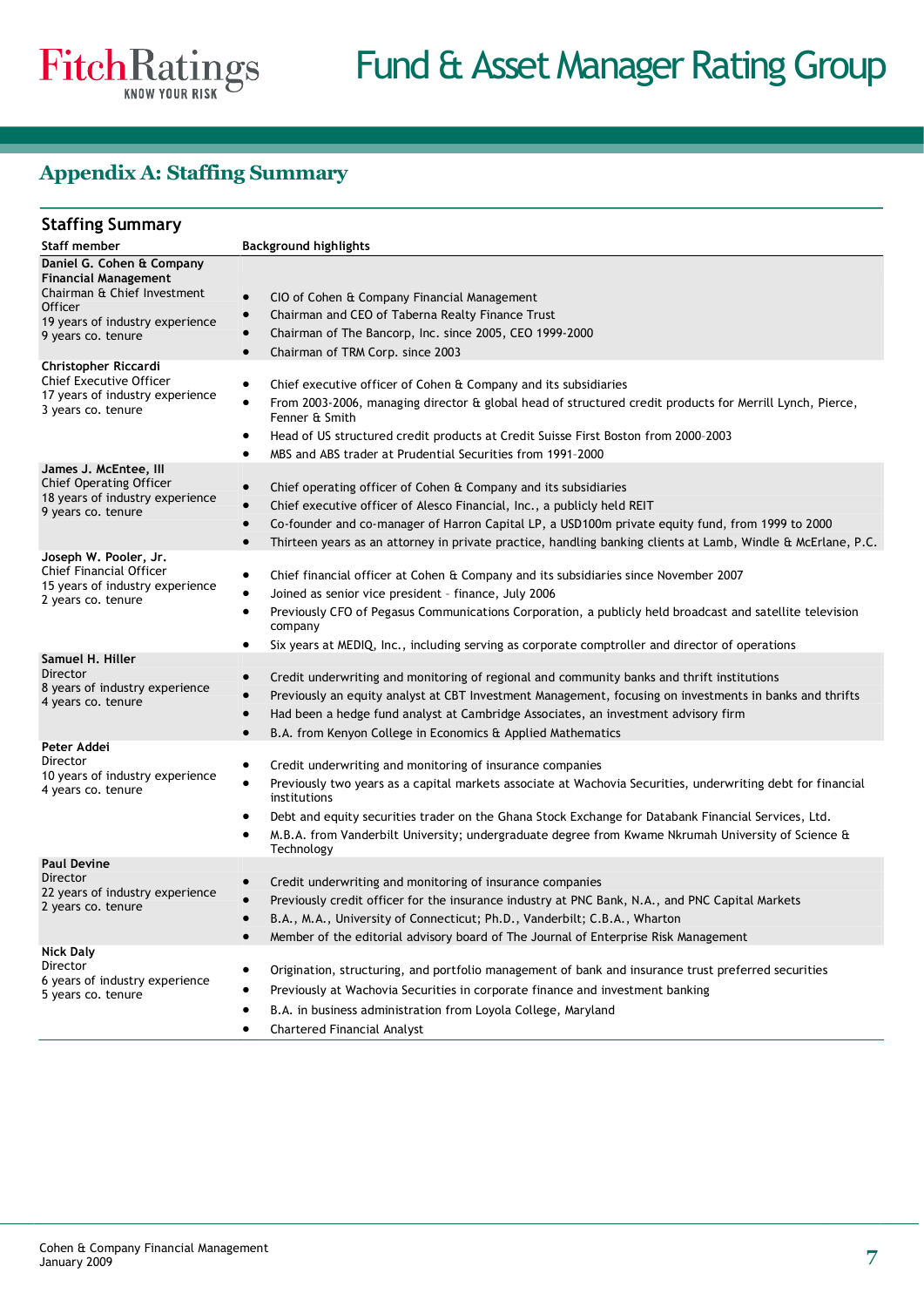## Appendix A: Staffing Summary

### Staffing Summary

| Staff member | Background highlights |
|---|---|
| **Daniel G. Cohen & Company Financial Management**<br>Chairman & Chief Investment Officer<br>19 years of industry experience<br>9 years co. tenure | • CIO of Cohen & Company Financial Management<br>• Chairman and CEO of Taberna Realty Finance Trust<br>• Chairman of The Bancorp, Inc. since 2005, CEO 1999-2000<br>• Chairman of TRM Corp. since 2003 |
| **Christopher Riccardi**<br>Chief Executive Officer<br>17 years of industry experience<br>3 years co. tenure | • Chief executive officer of Cohen & Company and its subsidiaries<br>• From 2003-2006, managing director & global head of structured credit products for Merrill Lynch, Pierce, Fenner & Smith<br>• Head of US structured credit products at Credit Suisse First Boston from 2000–2003<br>• MBS and ABS trader at Prudential Securities from 1991–2000 |
| **James J. McEntee, III**<br>Chief Operating Officer<br>18 years of industry experience<br>9 years co. tenure | • Chief operating officer of Cohen & Company and its subsidiaries<br>• Chief executive officer of Alesco Financial, Inc., a publicly held REIT<br>• Co-founder and co-manager of Harron Capital LP, a USD100m private equity fund, from 1999 to 2000<br>• Thirteen years as an attorney in private practice, handling banking clients at Lamb, Windle & McErlane, P.C. |
| **Joseph W. Pooler, Jr.**<br>Chief Financial Officer<br>15 years of industry experience<br>2 years co. tenure | • Chief financial officer at Cohen & Company and its subsidiaries since November 2007<br>• Joined as senior vice president – finance, July 2006<br>• Previously CFO of Pegasus Communications Corporation, a publicly held broadcast and satellite television company<br>• Six years at MEDIQ, Inc., including serving as corporate comptroller and director of operations |
| **Samuel H. Hiller**<br>Director<br>8 years of industry experience<br>4 years co. tenure | • Credit underwriting and monitoring of regional and community banks and thrift institutions<br>• Previously an equity analyst at CBT Investment Management, focusing on investments in banks and thrifts<br>• Had been a hedge fund analyst at Cambridge Associates, an investment advisory firm<br>• B.A. from Kenyon College in Economics & Applied Mathematics |
| **Peter Addei**<br>Director<br>10 years of industry experience<br>4 years co. tenure | • Credit underwriting and monitoring of insurance companies<br>• Previously two years as a capital markets associate at Wachovia Securities, underwriting debt for financial institutions<br>• Debt and equity securities trader on the Ghana Stock Exchange for Databank Financial Services, Ltd.<br>• M.B.A. from Vanderbilt University; undergraduate degree from Kwame Nkrumah University of Science & Technology |
| **Paul Devine**<br>Director<br>22 years of industry experience<br>2 years co. tenure | • Credit underwriting and monitoring of insurance companies<br>• Previously credit officer for the insurance industry at PNC Bank, N.A., and PNC Capital Markets<br>• B.A., M.A., University of Connecticut; Ph.D., Vanderbilt; C.B.A., Wharton<br>• Member of the editorial advisory board of The Journal of Enterprise Risk Management |
| **Nick Daly**<br>Director<br>6 years of industry experience<br>5 years co. tenure | • Origination, structuring, and portfolio management of bank and insurance trust preferred securities<br>• Previously at Wachovia Securities in corporate finance and investment banking<br>• B.A. in business administration from Loyola College, Maryland<br>• Chartered Financial Analyst |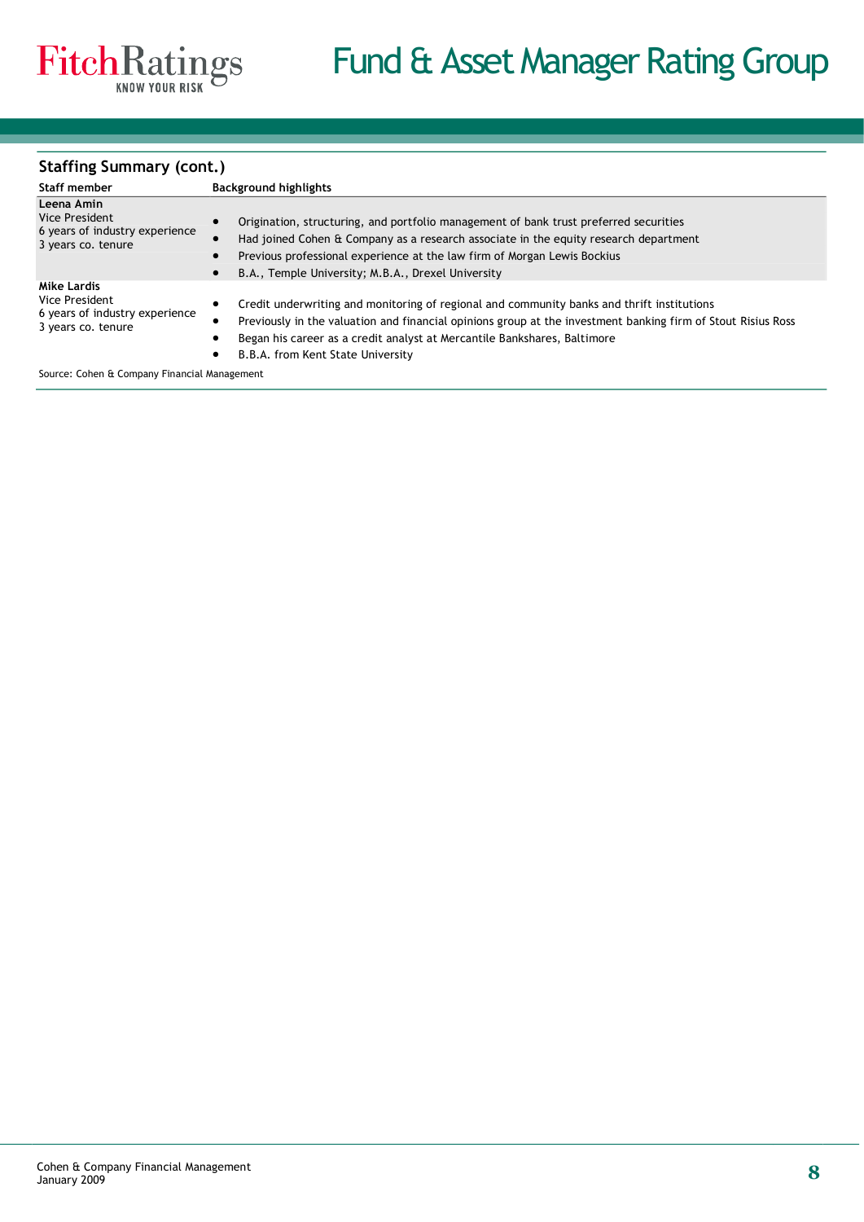## Staffing Summary (cont.)

| Staff member | Background highlights |
|---|---|
| **Leena Amin**<br>Vice President<br>6 years of industry experience<br>3 years co. tenure | • Origination, structuring, and portfolio management of bank trust preferred securities<br>• Had joined Cohen & Company as a research associate in the equity research department<br>• Previous professional experience at the law firm of Morgan Lewis Bockius<br>• B.A., Temple University; M.B.A., Drexel University |
| **Mike Lardis**<br>Vice President<br>6 years of industry experience<br>3 years co. tenure | • Credit underwriting and monitoring of regional and community banks and thrift institutions<br>• Previously in the valuation and financial opinions group at the investment banking firm of Stout Risius Ross<br>• Began his career as a credit analyst at Mercantile Bankshares, Baltimore<br>• B.B.A. from Kent State University |

Source: Cohen & Company Financial Management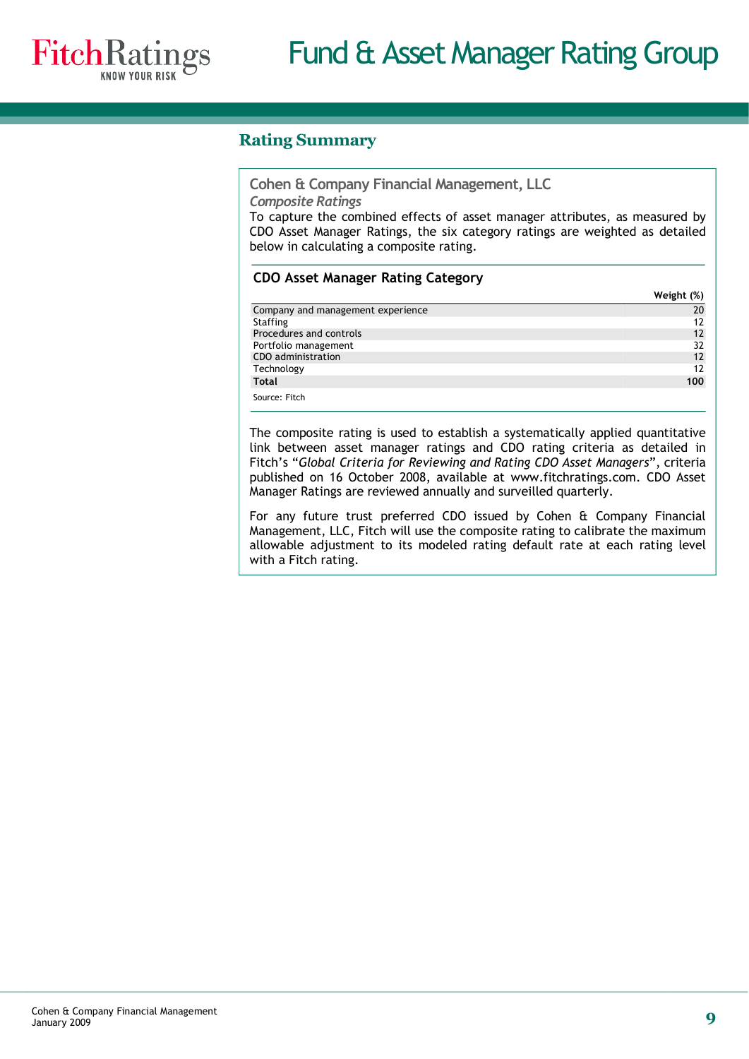## Rating Summary

### Cohen & Company Financial Management, LLC

*Composite Ratings*

To capture the combined effects of asset manager attributes, as measured by CDO Asset Manager Ratings, the six category ratings are weighted as detailed below in calculating a composite rating.

**CDO Asset Manager Rating Category**

| | Weight (%) |
|---|---|
| Company and management experience | 20 |
| Staffing | 12 |
| Procedures and controls | 12 |
| Portfolio management | 32 |
| CDO administration | 12 |
| Technology | 12 |
| **Total** | **100** |

Source: Fitch

The composite rating is used to establish a systematically applied quantitative link between asset manager ratings and CDO rating criteria as detailed in Fitch's "*Global Criteria for Reviewing and Rating CDO Asset Managers*", criteria published on 16 October 2008, available at www.fitchratings.com. CDO Asset Manager Ratings are reviewed annually and surveilled quarterly.

For any future trust preferred CDO issued by Cohen & Company Financial Management, LLC, Fitch will use the composite rating to calibrate the maximum allowable adjustment to its modeled rating default rate at each rating level with a Fitch rating.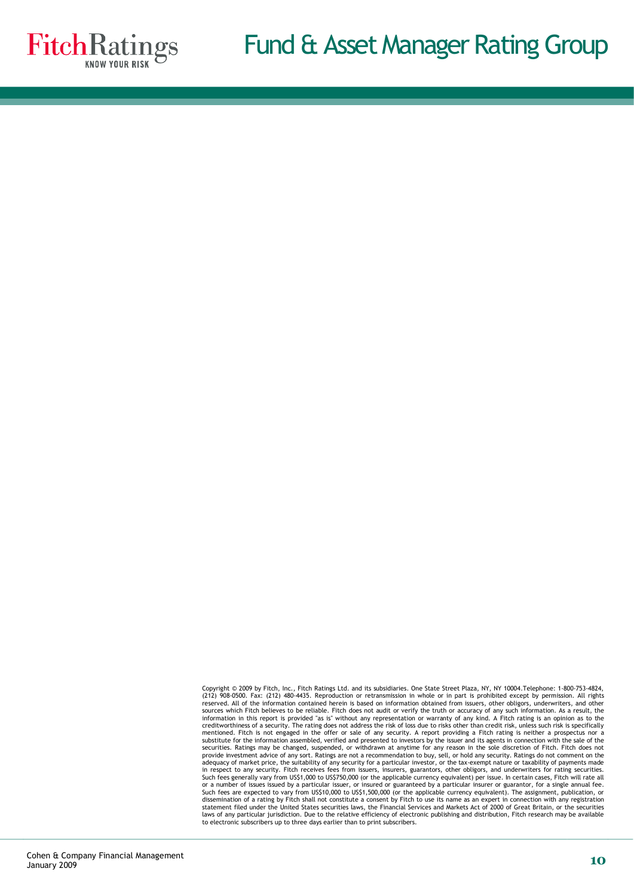Copyright © 2009 by Fitch, Inc., Fitch Ratings Ltd. and its subsidiaries. One State Street Plaza, NY, NY 10004.Telephone: 1-800-753-4824, (212) 908-0500. Fax: (212) 480-4435. Reproduction or retransmission in whole or in part is prohibited except by permission. All rights reserved. All of the information contained herein is based on information obtained from issuers, other obligors, underwriters, and other sources which Fitch believes to be reliable. Fitch does not audit or verify the truth or accuracy of any such information. As a result, the information in this report is provided "as is" without any representation or warranty of any kind. A Fitch rating is an opinion as to the creditworthiness of a security. The rating does not address the risk of loss due to risks other than credit risk, unless such risk is specifically mentioned. Fitch is not engaged in the offer or sale of any security. A report providing a Fitch rating is neither a prospectus nor a substitute for the information assembled, verified and presented to investors by the issuer and its agents in connection with the sale of the securities. Ratings may be changed, suspended, or withdrawn at anytime for any reason in the sole discretion of Fitch. Fitch does not provide investment advice of any sort. Ratings are not a recommendation to buy, sell, or hold any security. Ratings do not comment on the adequacy of market price, the suitability of any security for a particular investor, or the tax-exempt nature or taxability of payments made in respect to any security. Fitch receives fees from issuers, insurers, guarantors, other obligors, and underwriters for rating securities. Such fees generally vary from US$1,000 to US$750,000 (or the applicable currency equivalent) per issue. In certain cases, Fitch will rate all or a number of issues issued by a particular issuer, or insured or guaranteed by a particular insurer or guarantor, for a single annual fee. Such fees are expected to vary from US$10,000 to US$1,500,000 (or the applicable currency equivalent). The assignment, publication, or dissemination of a rating by Fitch shall not constitute a consent by Fitch to use its name as an expert in connection with any registration statement filed under the United States securities laws, the Financial Services and Markets Act of 2000 of Great Britain, or the securities laws of any particular jurisdiction. Due to the relative efficiency of electronic publishing and distribution, Fitch research may be available to electronic subscribers up to three days earlier than to print subscribers.